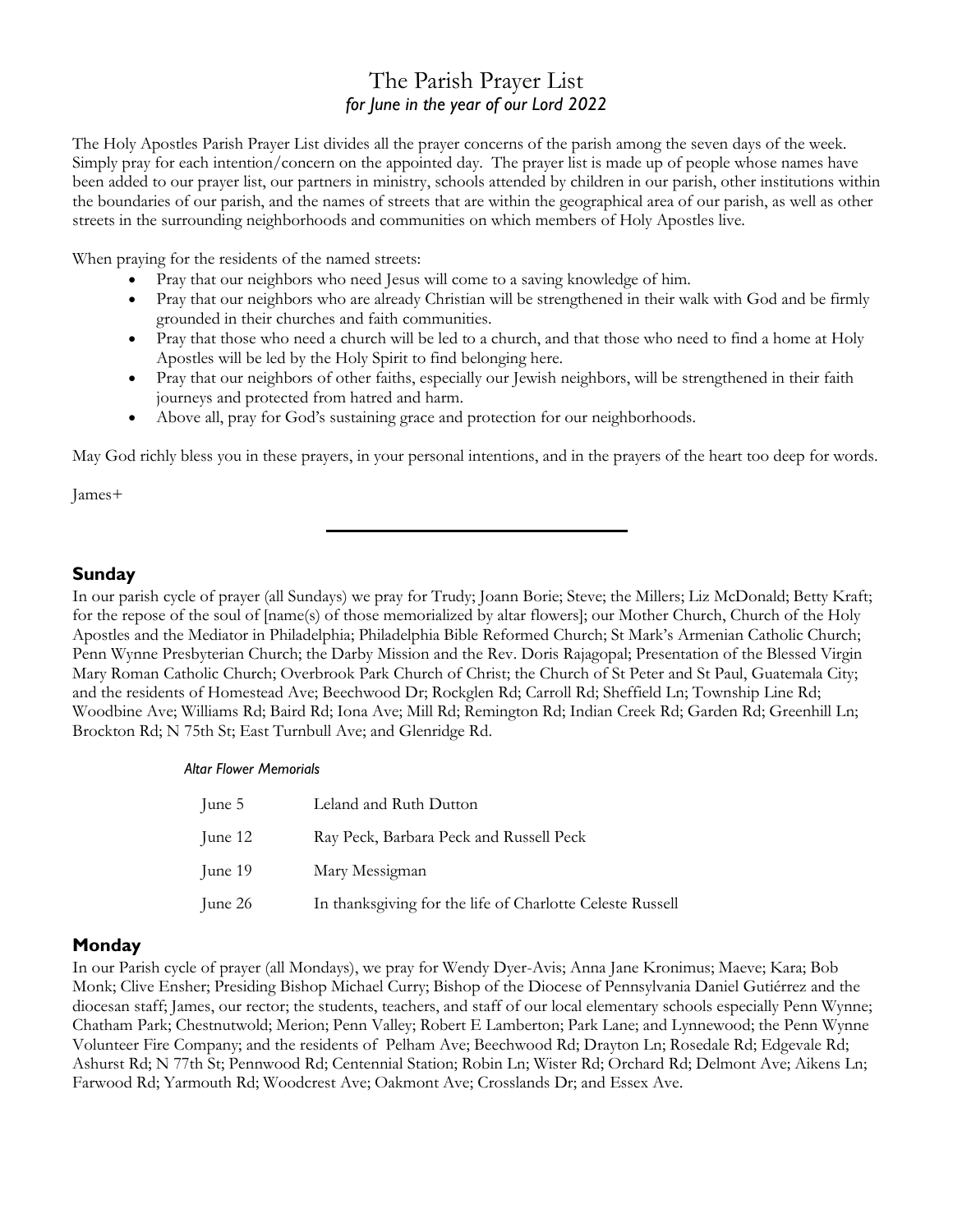# The Parish Prayer List

*for June in the year of our Lord 2022*

The Holy Apostles Parish Prayer List divides all the prayer concerns of the parish among the seven days of the week. Simply pray for each intention/concern on the appointed day. The prayer list is made up of people whose names have been added to our prayer list, our partners in ministry, schools attended by children in our parish, other institutions within the boundaries of our parish, and the names of streets that are within the geographical area of our parish, as well as other streets in the surrounding neighborhoods and communities on which members of Holy Apostles live.

When praying for the residents of the named streets:

- Pray that our neighbors who need Jesus will come to a saving knowledge of him.
- Pray that our neighbors who are already Christian will be strengthened in their walk with God and be firmly grounded in their churches and faith communities.
- Pray that those who need a church will be led to a church, and that those who need to find a home at Holy Apostles will be led by the Holy Spirit to find belonging here.
- Pray that our neighbors of other faiths, especially our Jewish neighbors, will be strengthened in their faith journeys and protected from hatred and harm.
- Above all, pray for God's sustaining grace and protection for our neighborhoods.

May God richly bless you in these prayers, in your personal intentions, and in the prayers of the heart too deep for words.

James+

---

## Sunday

In our parish cycle of prayer (all Sundays) we pray for Trudy; Joann Borie; Steve; the Millers; Liz McDonald; Betty Kraft; for the repose of the soul of [name(s) of those memorialized by altar flowers]; our Mother Church, Church of the Holy Apostles and the Mediator in Philadelphia; Philadelphia Bible Reformed Church; St Mark's Armenian Catholic Church; Penn Wynne Presbyterian Church; the Darby Mission and the Rev. Doris Rajagopal; Presentation of the Blessed Virgin Mary Roman Catholic Church; Overbrook Park Church of Christ; the Church of St Peter and St Paul, Guatemala City; and the residents of Homestead Ave; Beechwood Dr; Rockglen Rd; Carroll Rd; Sheffield Ln; Township Line Rd; Woodbine Ave; Williams Rd; Baird Rd; Iona Ave; Mill Rd; Remington Rd; Indian Creek Rd; Garden Rd; Greenhill Ln; Brockton Rd; N 75th St; East Turnbull Ave; and Glenridge Rd.

*Altar Flower Memorials*

| | |
|---|---|
| June 5 | Leland and Ruth Dutton |
| June 12 | Ray Peck, Barbara Peck and Russell Peck |
| June 19 | Mary Messigman |
| June 26 | In thanksgiving for the life of Charlotte Celeste Russell |

## Monday

In our Parish cycle of prayer (all Mondays), we pray for Wendy Dyer-Avis; Anna Jane Kronimus; Maeve; Kara; Bob Monk; Clive Ensher; Presiding Bishop Michael Curry; Bishop of the Diocese of Pennsylvania Daniel Gutiérrez and the diocesan staff; James, our rector; the students, teachers, and staff of our local elementary schools especially Penn Wynne; Chatham Park; Chestnutwold; Merion; Penn Valley; Robert E Lamberton; Park Lane; and Lynnewood; the Penn Wynne Volunteer Fire Company; and the residents of Pelham Ave; Beechwood Rd; Drayton Ln; Rosedale Rd; Edgevale Rd; Ashurst Rd; N 77th St; Pennwood Rd; Centennial Station; Robin Ln; Wister Rd; Orchard Rd; Delmont Ave; Aikens Ln; Farwood Rd; Yarmouth Rd; Woodcrest Ave; Oakmont Ave; Crosslands Dr; and Essex Ave.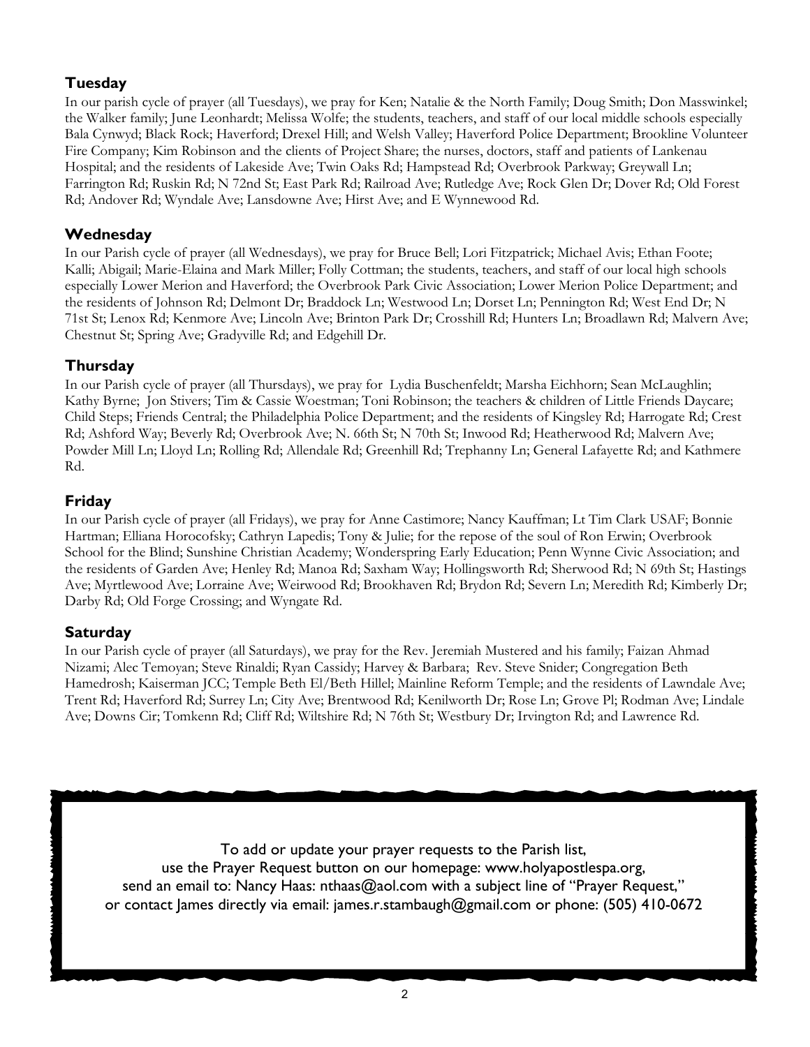## Tuesday

In our parish cycle of prayer (all Tuesdays), we pray for Ken; Natalie & the North Family; Doug Smith; Don Masswinkel; the Walker family; June Leonhardt; Melissa Wolfe; the students, teachers, and staff of our local middle schools especially Bala Cynwyd; Black Rock; Haverford; Drexel Hill; and Welsh Valley; Haverford Police Department; Brookline Volunteer Fire Company; Kim Robinson and the clients of Project Share; the nurses, doctors, staff and patients of Lankenau Hospital; and the residents of Lakeside Ave; Twin Oaks Rd; Hampstead Rd; Overbrook Parkway; Greywall Ln; Farrington Rd; Ruskin Rd; N 72nd St; East Park Rd; Railroad Ave; Rutledge Ave; Rock Glen Dr; Dover Rd; Old Forest Rd; Andover Rd; Wyndale Ave; Lansdowne Ave; Hirst Ave; and E Wynnewood Rd.

## Wednesday

In our Parish cycle of prayer (all Wednesdays), we pray for Bruce Bell; Lori Fitzpatrick; Michael Avis; Ethan Foote; Kalli; Abigail; Marie-Elaina and Mark Miller; Folly Cottman; the students, teachers, and staff of our local high schools especially Lower Merion and Haverford; the Overbrook Park Civic Association; Lower Merion Police Department; and the residents of Johnson Rd; Delmont Dr; Braddock Ln; Westwood Ln; Dorset Ln; Pennington Rd; West End Dr; N 71st St; Lenox Rd; Kenmore Ave; Lincoln Ave; Brinton Park Dr; Crosshill Rd; Hunters Ln; Broadlawn Rd; Malvern Ave; Chestnut St; Spring Ave; Gradyville Rd; and Edgehill Dr.

## Thursday

In our Parish cycle of prayer (all Thursdays), we pray for Lydia Buschenfeldt; Marsha Eichhorn; Sean McLaughlin; Kathy Byrne; Jon Stivers; Tim & Cassie Woestman; Toni Robinson; the teachers & children of Little Friends Daycare; Child Steps; Friends Central; the Philadelphia Police Department; and the residents of Kingsley Rd; Harrogate Rd; Crest Rd; Ashford Way; Beverly Rd; Overbrook Ave; N. 66th St; N 70th St; Inwood Rd; Heatherwood Rd; Malvern Ave; Powder Mill Ln; Lloyd Ln; Rolling Rd; Allendale Rd; Greenhill Rd; Trephanny Ln; General Lafayette Rd; and Kathmere Rd.

## Friday

In our Parish cycle of prayer (all Fridays), we pray for Anne Castimore; Nancy Kauffman; Lt Tim Clark USAF; Bonnie Hartman; Elliana Horocofsky; Cathryn Lapedis; Tony & Julie; for the repose of the soul of Ron Erwin; Overbrook School for the Blind; Sunshine Christian Academy; Wonderspring Early Education; Penn Wynne Civic Association; and the residents of Garden Ave; Henley Rd; Manoa Rd; Saxham Way; Hollingsworth Rd; Sherwood Rd; N 69th St; Hastings Ave; Myrtlewood Ave; Lorraine Ave; Weirwood Rd; Brookhaven Rd; Brydon Rd; Severn Ln; Meredith Rd; Kimberly Dr; Darby Rd; Old Forge Crossing; and Wyngate Rd.

## Saturday

In our Parish cycle of prayer (all Saturdays), we pray for the Rev. Jeremiah Mustered and his family; Faizan Ahmad Nizami; Alec Temoyan; Steve Rinaldi; Ryan Cassidy; Harvey & Barbara; Rev. Steve Snider; Congregation Beth Hamedrosh; Kaiserman JCC; Temple Beth El/Beth Hillel; Mainline Reform Temple; and the residents of Lawndale Ave; Trent Rd; Haverford Rd; Surrey Ln; City Ave; Brentwood Rd; Kenilworth Dr; Rose Ln; Grove Pl; Rodman Ave; Lindale Ave; Downs Cir; Tomkenn Rd; Cliff Rd; Wiltshire Rd; N 76th St; Westbury Dr; Irvington Rd; and Lawrence Rd.

To add or update your prayer requests to the Parish list,
use the Prayer Request button on our homepage: www.holyapostlespa.org,
send an email to: Nancy Haas: nthaas@aol.com with a subject line of "Prayer Request,"
or contact James directly via email: james.r.stambaugh@gmail.com or phone: (505) 410-0672